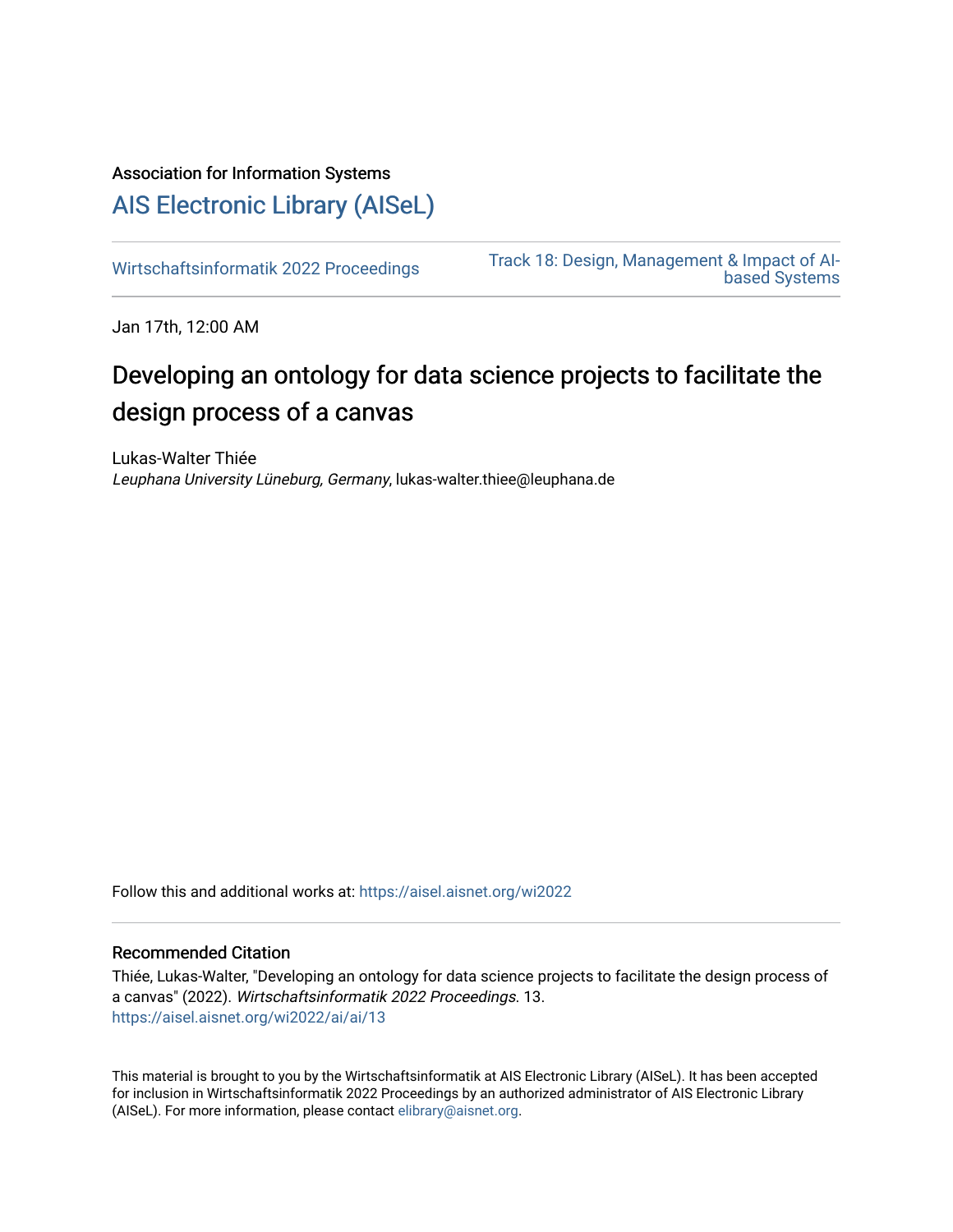Association for Information Systems

# AIS Electronic Library (AISeL)

Wirtschaftsinformatik 2022 Proceedings

Track 18: Design, Management & Impact of AI-based Systems

Jan 17th, 12:00 AM

# Developing an ontology for data science projects to facilitate the design process of a canvas

Lukas-Walter Thiée
*Leuphana University Lüneburg, Germany*, lukas-walter.thiee@leuphana.de

Follow this and additional works at: https://aisel.aisnet.org/wi2022

## Recommended Citation

Thiée, Lukas-Walter, "Developing an ontology for data science projects to facilitate the design process of a canvas" (2022). *Wirtschaftsinformatik 2022 Proceedings*. 13.
https://aisel.aisnet.org/wi2022/ai/ai/13

This material is brought to you by the Wirtschaftsinformatik at AIS Electronic Library (AISeL). It has been accepted for inclusion in Wirtschaftsinformatik 2022 Proceedings by an authorized administrator of AIS Electronic Library (AISeL). For more information, please contact elibrary@aisnet.org.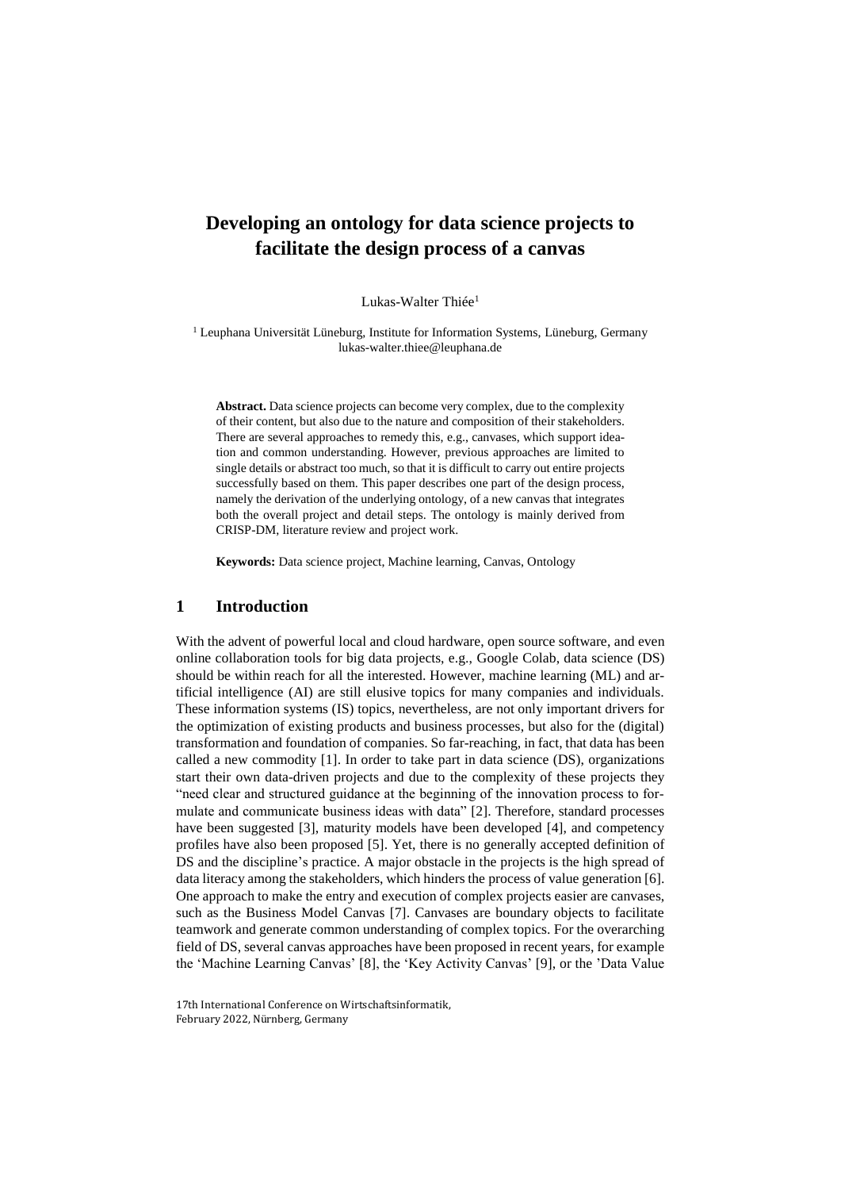# Developing an ontology for data science projects to facilitate the design process of a canvas

Lukas-Walter Thiée[1]

[1] Leuphana Universität Lüneburg, Institute for Information Systems, Lüneburg, Germany
lukas-walter.thiee@leuphana.de

**Abstract.** Data science projects can become very complex, due to the complexity of their content, but also due to the nature and composition of their stakeholders. There are several approaches to remedy this, e.g., canvases, which support ideation and common understanding. However, previous approaches are limited to single details or abstract too much, so that it is difficult to carry out entire projects successfully based on them. This paper describes one part of the design process, namely the derivation of the underlying ontology, of a new canvas that integrates both the overall project and detail steps. The ontology is mainly derived from CRISP-DM, literature review and project work.

**Keywords:** Data science project, Machine learning, Canvas, Ontology

## 1 Introduction

With the advent of powerful local and cloud hardware, open source software, and even online collaboration tools for big data projects, e.g., Google Colab, data science (DS) should be within reach for all the interested. However, machine learning (ML) and artificial intelligence (AI) are still elusive topics for many companies and individuals. These information systems (IS) topics, nevertheless, are not only important drivers for the optimization of existing products and business processes, but also for the (digital) transformation and foundation of companies. So far-reaching, in fact, that data has been called a new commodity [1]. In order to take part in data science (DS), organizations start their own data-driven projects and due to the complexity of these projects they "need clear and structured guidance at the beginning of the innovation process to formulate and communicate business ideas with data" [2]. Therefore, standard processes have been suggested [3], maturity models have been developed [4], and competency profiles have also been proposed [5]. Yet, there is no generally accepted definition of DS and the discipline's practice. A major obstacle in the projects is the high spread of data literacy among the stakeholders, which hinders the process of value generation [6]. One approach to make the entry and execution of complex projects easier are canvases, such as the Business Model Canvas [7]. Canvases are boundary objects to facilitate teamwork and generate common understanding of complex topics. For the overarching field of DS, several canvas approaches have been proposed in recent years, for example the 'Machine Learning Canvas' [8], the 'Key Activity Canvas' [9], or the 'Data Value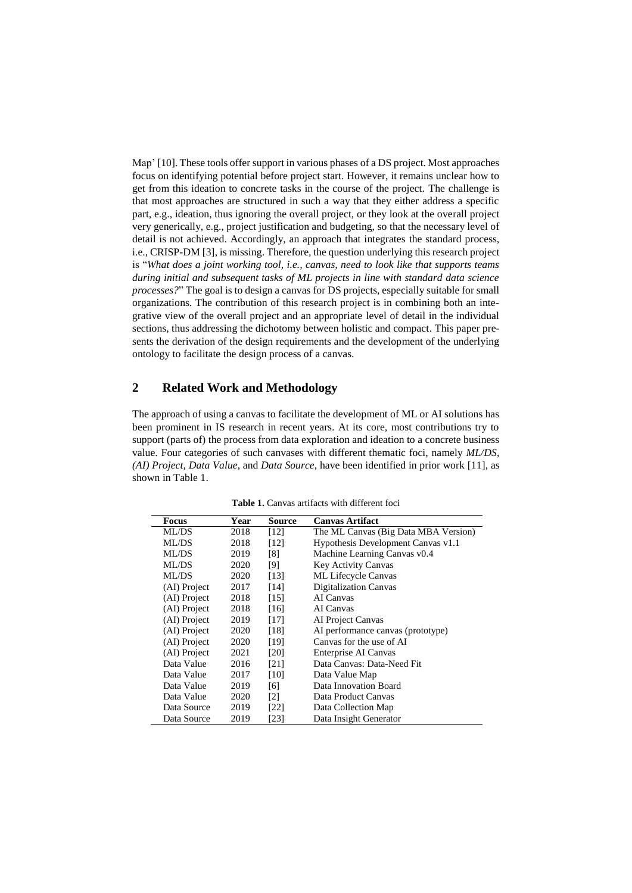Map' [10]. These tools offer support in various phases of a DS project. Most approaches focus on identifying potential before project start. However, it remains unclear how to get from this ideation to concrete tasks in the course of the project. The challenge is that most approaches are structured in such a way that they either address a specific part, e.g., ideation, thus ignoring the overall project, or they look at the overall project very generically, e.g., project justification and budgeting, so that the necessary level of detail is not achieved. Accordingly, an approach that integrates the standard process, i.e., CRISP-DM [3], is missing. Therefore, the question underlying this research project is "*What does a joint working tool, i.e., canvas, need to look like that supports teams during initial and subsequent tasks of ML projects in line with standard data science processes?*" The goal is to design a canvas for DS projects, especially suitable for small organizations. The contribution of this research project is in combining both an integrative view of the overall project and an appropriate level of detail in the individual sections, thus addressing the dichotomy between holistic and compact. This paper presents the derivation of the design requirements and the development of the underlying ontology to facilitate the design process of a canvas.

## 2 Related Work and Methodology

The approach of using a canvas to facilitate the development of ML or AI solutions has been prominent in IS research in recent years. At its core, most contributions try to support (parts of) the process from data exploration and ideation to a concrete business value. Four categories of such canvases with different thematic foci, namely *ML/DS*, *(AI) Project*, *Data Value*, and *Data Source*, have been identified in prior work [11], as shown in Table 1.

**Table 1.** Canvas artifacts with different foci

| Focus | Year | Source | Canvas Artifact |
|---|---|---|---|
| ML/DS | 2018 | [12] | The ML Canvas (Big Data MBA Version) |
| ML/DS | 2018 | [12] | Hypothesis Development Canvas v1.1 |
| ML/DS | 2019 | [8] | Machine Learning Canvas v0.4 |
| ML/DS | 2020 | [9] | Key Activity Canvas |
| ML/DS | 2020 | [13] | ML Lifecycle Canvas |
| (AI) Project | 2017 | [14] | Digitalization Canvas |
| (AI) Project | 2018 | [15] | AI Canvas |
| (AI) Project | 2018 | [16] | AI Canvas |
| (AI) Project | 2019 | [17] | AI Project Canvas |
| (AI) Project | 2020 | [18] | AI performance canvas (prototype) |
| (AI) Project | 2020 | [19] | Canvas for the use of AI |
| (AI) Project | 2021 | [20] | Enterprise AI Canvas |
| Data Value | 2016 | [21] | Data Canvas: Data-Need Fit |
| Data Value | 2017 | [10] | Data Value Map |
| Data Value | 2019 | [6] | Data Innovation Board |
| Data Value | 2020 | [2] | Data Product Canvas |
| Data Source | 2019 | [22] | Data Collection Map |
| Data Source | 2019 | [23] | Data Insight Generator |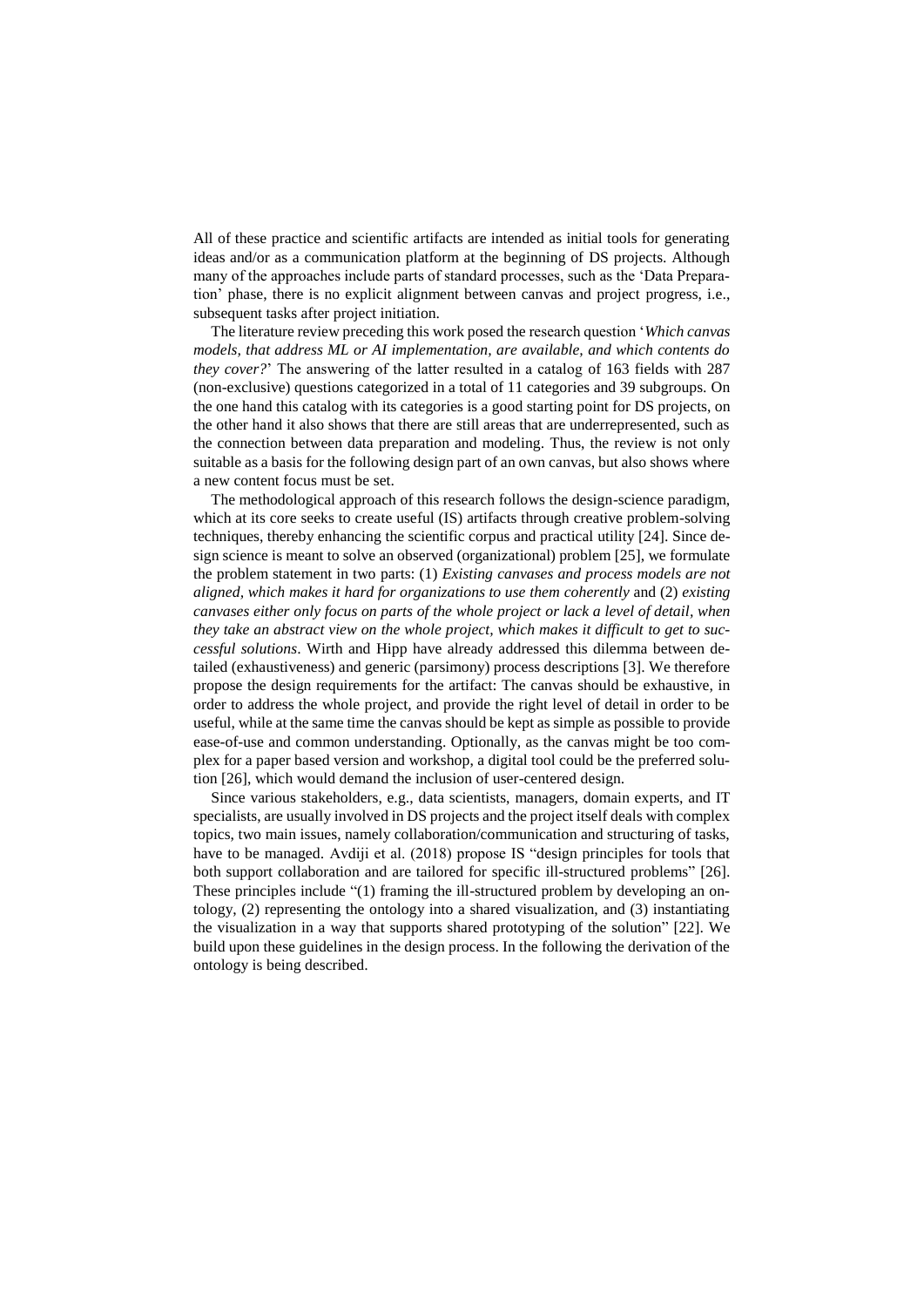All of these practice and scientific artifacts are intended as initial tools for generating ideas and/or as a communication platform at the beginning of DS projects. Although many of the approaches include parts of standard processes, such as the 'Data Preparation' phase, there is no explicit alignment between canvas and project progress, i.e., subsequent tasks after project initiation.

The literature review preceding this work posed the research question '*Which canvas models, that address ML or AI implementation, are available, and which contents do they cover?*' The answering of the latter resulted in a catalog of 163 fields with 287 (non-exclusive) questions categorized in a total of 11 categories and 39 subgroups. On the one hand this catalog with its categories is a good starting point for DS projects, on the other hand it also shows that there are still areas that are underrepresented, such as the connection between data preparation and modeling. Thus, the review is not only suitable as a basis for the following design part of an own canvas, but also shows where a new content focus must be set.

The methodological approach of this research follows the design-science paradigm, which at its core seeks to create useful (IS) artifacts through creative problem-solving techniques, thereby enhancing the scientific corpus and practical utility [24]. Since design science is meant to solve an observed (organizational) problem [25], we formulate the problem statement in two parts: (1) *Existing canvases and process models are not aligned, which makes it hard for organizations to use them coherently* and (2) *existing canvases either only focus on parts of the whole project or lack a level of detail, when they take an abstract view on the whole project, which makes it difficult to get to successful solutions*. Wirth and Hipp have already addressed this dilemma between detailed (exhaustiveness) and generic (parsimony) process descriptions [3]. We therefore propose the design requirements for the artifact: The canvas should be exhaustive, in order to address the whole project, and provide the right level of detail in order to be useful, while at the same time the canvas should be kept as simple as possible to provide ease-of-use and common understanding. Optionally, as the canvas might be too complex for a paper based version and workshop, a digital tool could be the preferred solution [26], which would demand the inclusion of user-centered design.

Since various stakeholders, e.g., data scientists, managers, domain experts, and IT specialists, are usually involved in DS projects and the project itself deals with complex topics, two main issues, namely collaboration/communication and structuring of tasks, have to be managed. Avdiji et al. (2018) propose IS "design principles for tools that both support collaboration and are tailored for specific ill-structured problems" [26]. These principles include "(1) framing the ill-structured problem by developing an ontology, (2) representing the ontology into a shared visualization, and (3) instantiating the visualization in a way that supports shared prototyping of the solution" [22]. We build upon these guidelines in the design process. In the following the derivation of the ontology is being described.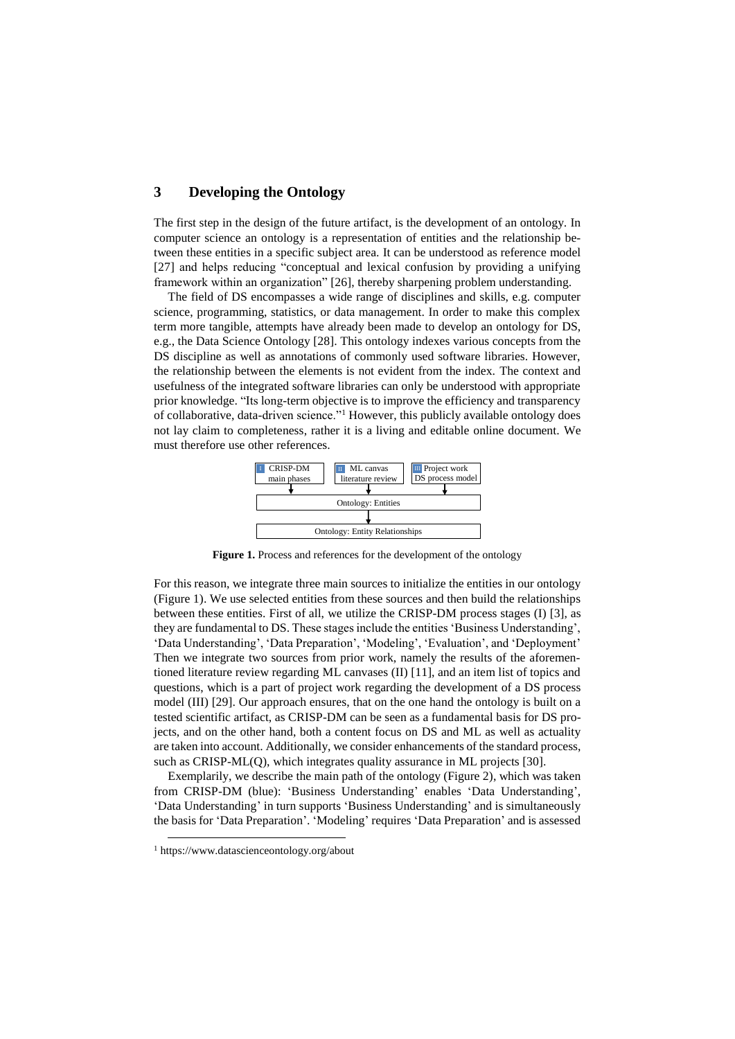## 3 Developing the Ontology

The first step in the design of the future artifact, is the development of an ontology. In computer science an ontology is a representation of entities and the relationship between these entities in a specific subject area. It can be understood as reference model [27] and helps reducing "conceptual and lexical confusion by providing a unifying framework within an organization" [26], thereby sharpening problem understanding.

The field of DS encompasses a wide range of disciplines and skills, e.g. computer science, programming, statistics, or data management. In order to make this complex term more tangible, attempts have already been made to develop an ontology for DS, e.g., the Data Science Ontology [28]. This ontology indexes various concepts from the DS discipline as well as annotations of commonly used software libraries. However, the relationship between the elements is not evident from the index. The context and usefulness of the integrated software libraries can only be understood with appropriate prior knowledge. "Its long-term objective is to improve the efficiency and transparency of collaborative, data-driven science."[1] However, this publicly available ontology does not lay claim to completeness, rather it is a living and editable online document. We must therefore use other references.

I CRISP-DM main phases → Ontology: Entities
II ML canvas literature review → Ontology: Entities
III Project work DS process model → Ontology: Entities
Ontology: Entities → Ontology: Entity Relationships

**Figure 1.** Process and references for the development of the ontology

For this reason, we integrate three main sources to initialize the entities in our ontology (Figure 1). We use selected entities from these sources and then build the relationships between these entities. First of all, we utilize the CRISP-DM process stages (I) [3], as they are fundamental to DS. These stages include the entities 'Business Understanding', 'Data Understanding', 'Data Preparation', 'Modeling', 'Evaluation', and 'Deployment' Then we integrate two sources from prior work, namely the results of the aforementioned literature review regarding ML canvases (II) [11], and an item list of topics and questions, which is a part of project work regarding the development of a DS process model (III) [29]. Our approach ensures, that on the one hand the ontology is built on a tested scientific artifact, as CRISP-DM can be seen as a fundamental basis for DS projects, and on the other hand, both a content focus on DS and ML as well as actuality are taken into account. Additionally, we consider enhancements of the standard process, such as CRISP-ML(Q), which integrates quality assurance in ML projects [30].

Exemplarily, we describe the main path of the ontology (Figure 2), which was taken from CRISP-DM (blue): 'Business Understanding' enables 'Data Understanding', 'Data Understanding' in turn supports 'Business Understanding' and is simultaneously the basis for 'Data Preparation'. 'Modeling' requires 'Data Preparation' and is assessed

[1] https://www.datascienceontology.org/about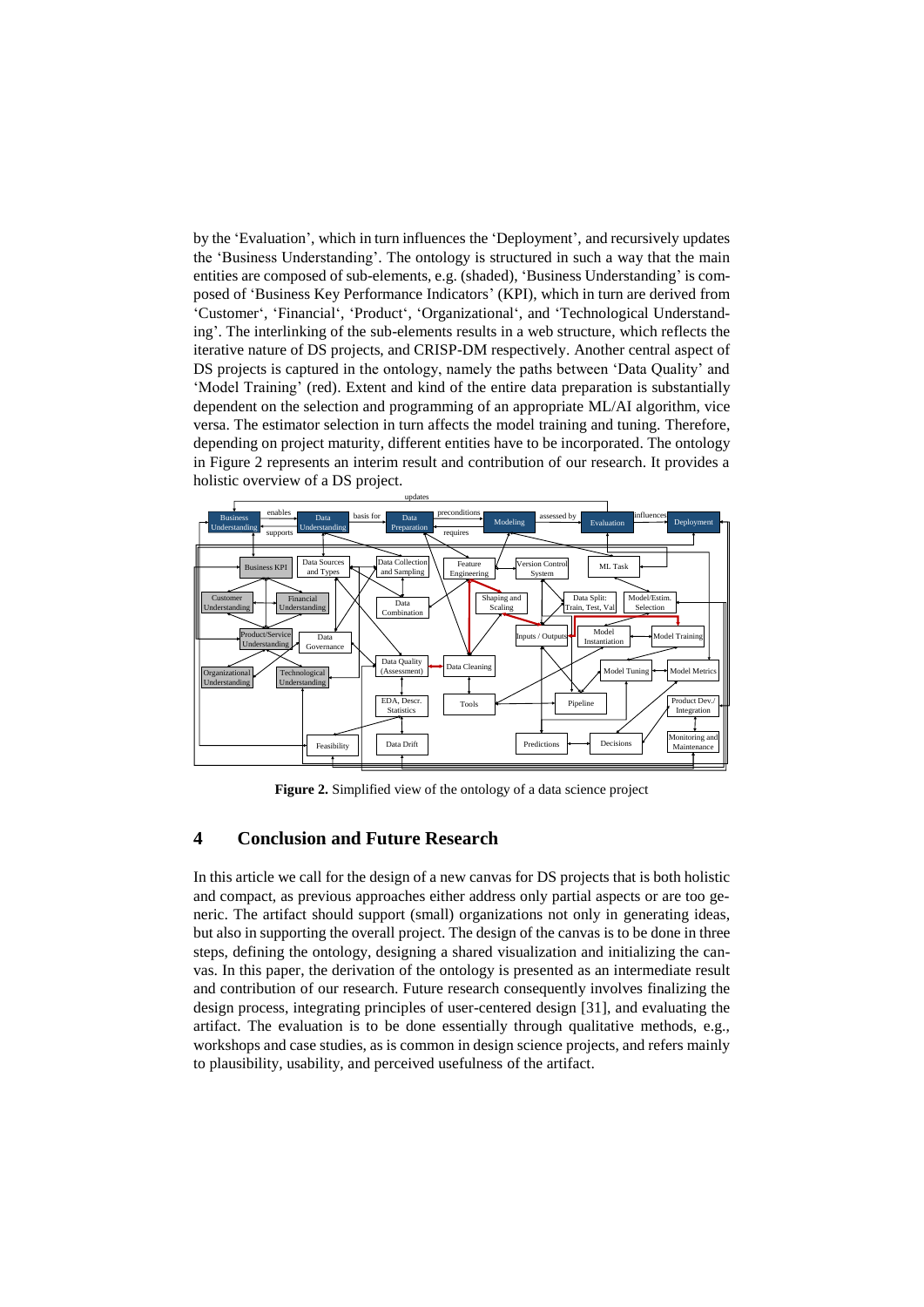by the 'Evaluation', which in turn influences the 'Deployment', and recursively updates the 'Business Understanding'. The ontology is structured in such a way that the main entities are composed of sub-elements, e.g. (shaded), 'Business Understanding' is composed of 'Business Key Performance Indicators' (KPI), which in turn are derived from 'Customer', 'Financial', 'Product', 'Organizational', and 'Technological Understanding'. The interlinking of the sub-elements results in a web structure, which reflects the iterative nature of DS projects, and CRISP-DM respectively. Another central aspect of DS projects is captured in the ontology, namely the paths between 'Data Quality' and 'Model Training' (red). Extent and kind of the entire data preparation is substantially dependent on the selection and programming of an appropriate ML/AI algorithm, vice versa. The estimator selection in turn affects the model training and tuning. Therefore, depending on project maturity, different entities have to be incorporated. The ontology in Figure 2 represents an interim result and contribution of our research. It provides a holistic overview of a DS project.

**Figure 2.** Simplified view of the ontology of a data science project

## 4 Conclusion and Future Research

In this article we call for the design of a new canvas for DS projects that is both holistic and compact, as previous approaches either address only partial aspects or are too generic. The artifact should support (small) organizations not only in generating ideas, but also in supporting the overall project. The design of the canvas is to be done in three steps, defining the ontology, designing a shared visualization and initializing the canvas. In this paper, the derivation of the ontology is presented as an intermediate result and contribution of our research. Future research consequently involves finalizing the design process, integrating principles of user-centered design [31], and evaluating the artifact. The evaluation is to be done essentially through qualitative methods, e.g., workshops and case studies, as is common in design science projects, and refers mainly to plausibility, usability, and perceived usefulness of the artifact.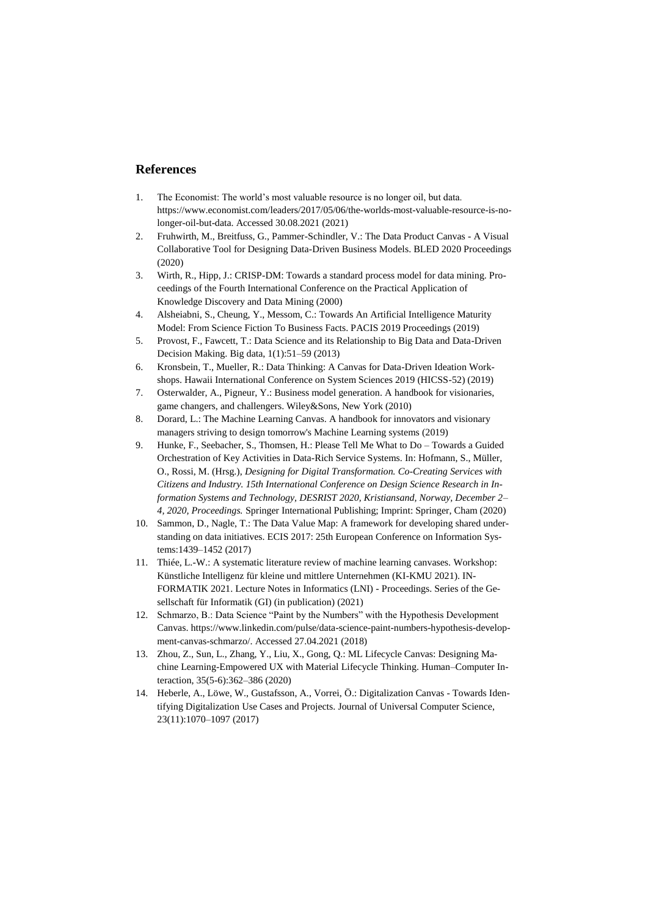## References

1. The Economist: The world's most valuable resource is no longer oil, but data. https://www.economist.com/leaders/2017/05/06/the-worlds-most-valuable-resource-is-no-longer-oil-but-data. Accessed 30.08.2021 (2021)
2. Fruhwirth, M., Breitfuss, G., Pammer-Schindler, V.: The Data Product Canvas - A Visual Collaborative Tool for Designing Data-Driven Business Models. BLED 2020 Proceedings (2020)
3. Wirth, R., Hipp, J.: CRISP-DM: Towards a standard process model for data mining. Proceedings of the Fourth International Conference on the Practical Application of Knowledge Discovery and Data Mining (2000)
4. Alsheiabni, S., Cheung, Y., Messom, C.: Towards An Artificial Intelligence Maturity Model: From Science Fiction To Business Facts. PACIS 2019 Proceedings (2019)
5. Provost, F., Fawcett, T.: Data Science and its Relationship to Big Data and Data-Driven Decision Making. Big data, 1(1):51–59 (2013)
6. Kronsbein, T., Mueller, R.: Data Thinking: A Canvas for Data-Driven Ideation Workshops. Hawaii International Conference on System Sciences 2019 (HICSS-52) (2019)
7. Osterwalder, A., Pigneur, Y.: Business model generation. A handbook for visionaries, game changers, and challengers. Wiley&Sons, New York (2010)
8. Dorard, L.: The Machine Learning Canvas. A handbook for innovators and visionary managers striving to design tomorrow's Machine Learning systems (2019)
9. Hunke, F., Seebacher, S., Thomsen, H.: Please Tell Me What to Do – Towards a Guided Orchestration of Key Activities in Data-Rich Service Systems. In: Hofmann, S., Müller, O., Rossi, M. (Hrsg.), *Designing for Digital Transformation. Co-Creating Services with Citizens and Industry. 15th International Conference on Design Science Research in Information Systems and Technology, DESRIST 2020, Kristiansand, Norway, December 2–4, 2020, Proceedings.* Springer International Publishing; Imprint: Springer, Cham (2020)
10. Sammon, D., Nagle, T.: The Data Value Map: A framework for developing shared understanding on data initiatives. ECIS 2017: 25th European Conference on Information Systems:1439–1452 (2017)
11. Thiée, L.-W.: A systematic literature review of machine learning canvases. Workshop: Künstliche Intelligenz für kleine und mittlere Unternehmen (KI-KMU 2021). INFORMATIK 2021. Lecture Notes in Informatics (LNI) - Proceedings. Series of the Gesellschaft für Informatik (GI) (in publication) (2021)
12. Schmarzo, B.: Data Science "Paint by the Numbers" with the Hypothesis Development Canvas. https://www.linkedin.com/pulse/data-science-paint-numbers-hypothesis-development-canvas-schmarzo/. Accessed 27.04.2021 (2018)
13. Zhou, Z., Sun, L., Zhang, Y., Liu, X., Gong, Q.: ML Lifecycle Canvas: Designing Machine Learning-Empowered UX with Material Lifecycle Thinking. Human–Computer Interaction, 35(5-6):362–386 (2020)
14. Heberle, A., Löwe, W., Gustafsson, A., Vorrei, Ö.: Digitalization Canvas - Towards Identifying Digitalization Use Cases and Projects. Journal of Universal Computer Science, 23(11):1070–1097 (2017)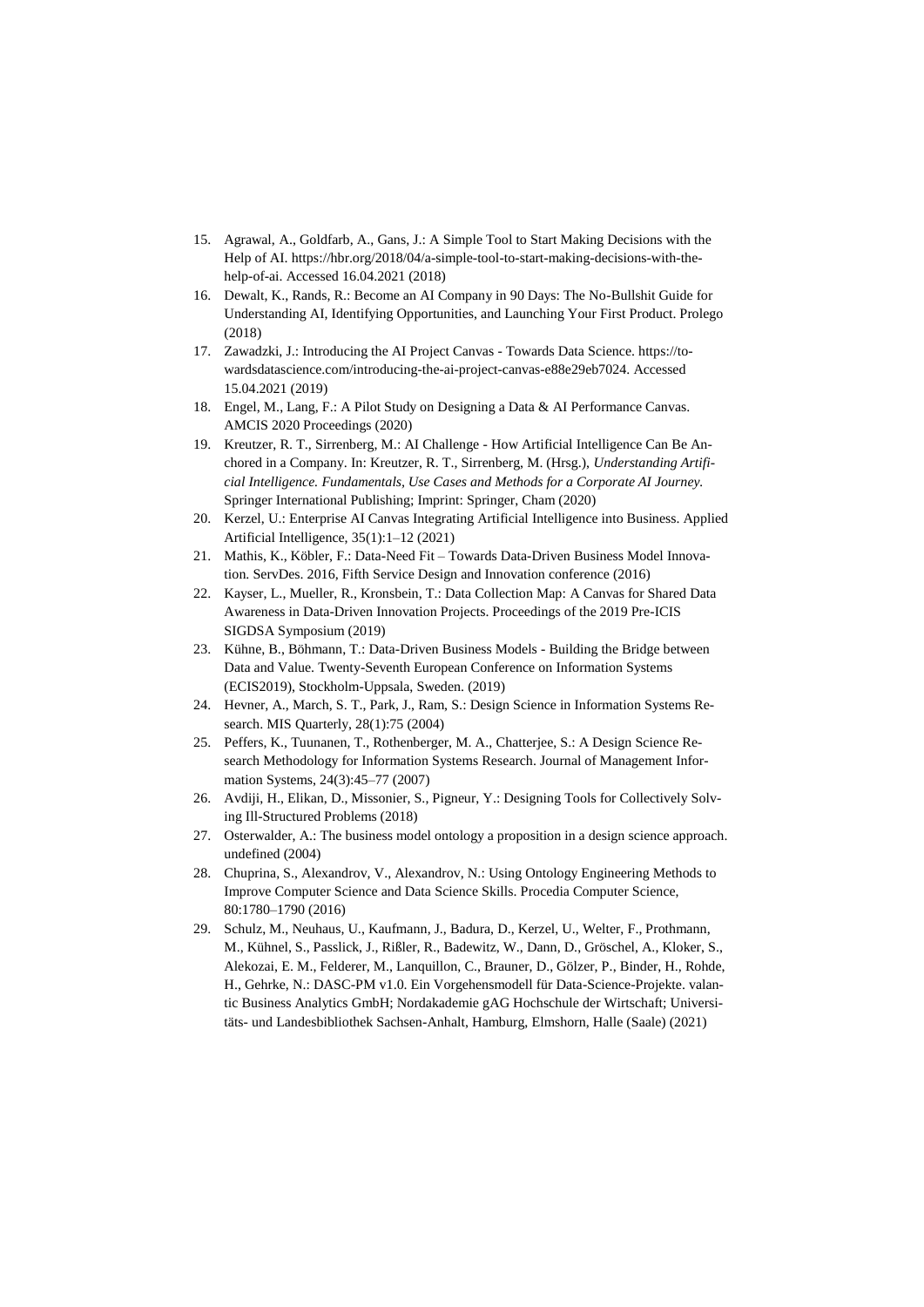15. Agrawal, A., Goldfarb, A., Gans, J.: A Simple Tool to Start Making Decisions with the Help of AI. https://hbr.org/2018/04/a-simple-tool-to-start-making-decisions-with-the-help-of-ai. Accessed 16.04.2021 (2018)
16. Dewalt, K., Rands, R.: Become an AI Company in 90 Days: The No-Bullshit Guide for Understanding AI, Identifying Opportunities, and Launching Your First Product. Prolego (2018)
17. Zawadzki, J.: Introducing the AI Project Canvas - Towards Data Science. https://towardsdatascience.com/introducing-the-ai-project-canvas-e88e29eb7024. Accessed 15.04.2021 (2019)
18. Engel, M., Lang, F.: A Pilot Study on Designing a Data & AI Performance Canvas. AMCIS 2020 Proceedings (2020)
19. Kreutzer, R. T., Sirrenberg, M.: AI Challenge - How Artificial Intelligence Can Be Anchored in a Company. In: Kreutzer, R. T., Sirrenberg, M. (Hrsg.), *Understanding Artificial Intelligence. Fundamentals, Use Cases and Methods for a Corporate AI Journey.* Springer International Publishing; Imprint: Springer, Cham (2020)
20. Kerzel, U.: Enterprise AI Canvas Integrating Artificial Intelligence into Business. Applied Artificial Intelligence, 35(1):1–12 (2021)
21. Mathis, K., Köbler, F.: Data-Need Fit – Towards Data-Driven Business Model Innovation. ServDes. 2016, Fifth Service Design and Innovation conference (2016)
22. Kayser, L., Mueller, R., Kronsbein, T.: Data Collection Map: A Canvas for Shared Data Awareness in Data-Driven Innovation Projects. Proceedings of the 2019 Pre-ICIS SIGDSA Symposium (2019)
23. Kühne, B., Böhmann, T.: Data-Driven Business Models - Building the Bridge between Data and Value. Twenty-Seventh European Conference on Information Systems (ECIS2019), Stockholm-Uppsala, Sweden. (2019)
24. Hevner, A., March, S. T., Park, J., Ram, S.: Design Science in Information Systems Research. MIS Quarterly, 28(1):75 (2004)
25. Peffers, K., Tuunanen, T., Rothenberger, M. A., Chatterjee, S.: A Design Science Research Methodology for Information Systems Research. Journal of Management Information Systems, 24(3):45–77 (2007)
26. Avdiji, H., Elikan, D., Missonier, S., Pigneur, Y.: Designing Tools for Collectively Solving Ill-Structured Problems (2018)
27. Osterwalder, A.: The business model ontology a proposition in a design science approach. undefined (2004)
28. Chuprina, S., Alexandrov, V., Alexandrov, N.: Using Ontology Engineering Methods to Improve Computer Science and Data Science Skills. Procedia Computer Science, 80:1780–1790 (2016)
29. Schulz, M., Neuhaus, U., Kaufmann, J., Badura, D., Kerzel, U., Welter, F., Prothmann, M., Kühnel, S., Passlick, J., Rißler, R., Badewitz, W., Dann, D., Gröschel, A., Kloker, S., Alekozai, E. M., Felderer, M., Lanquillon, C., Brauner, D., Gölzer, P., Binder, H., Rohde, H., Gehrke, N.: DASC-PM v1.0. Ein Vorgehensmodell für Data-Science-Projekte. valantic Business Analytics GmbH; Nordakademie gAG Hochschule der Wirtschaft; Universitäts- und Landesbibliothek Sachsen-Anhalt, Hamburg, Elmshorn, Halle (Saale) (2021)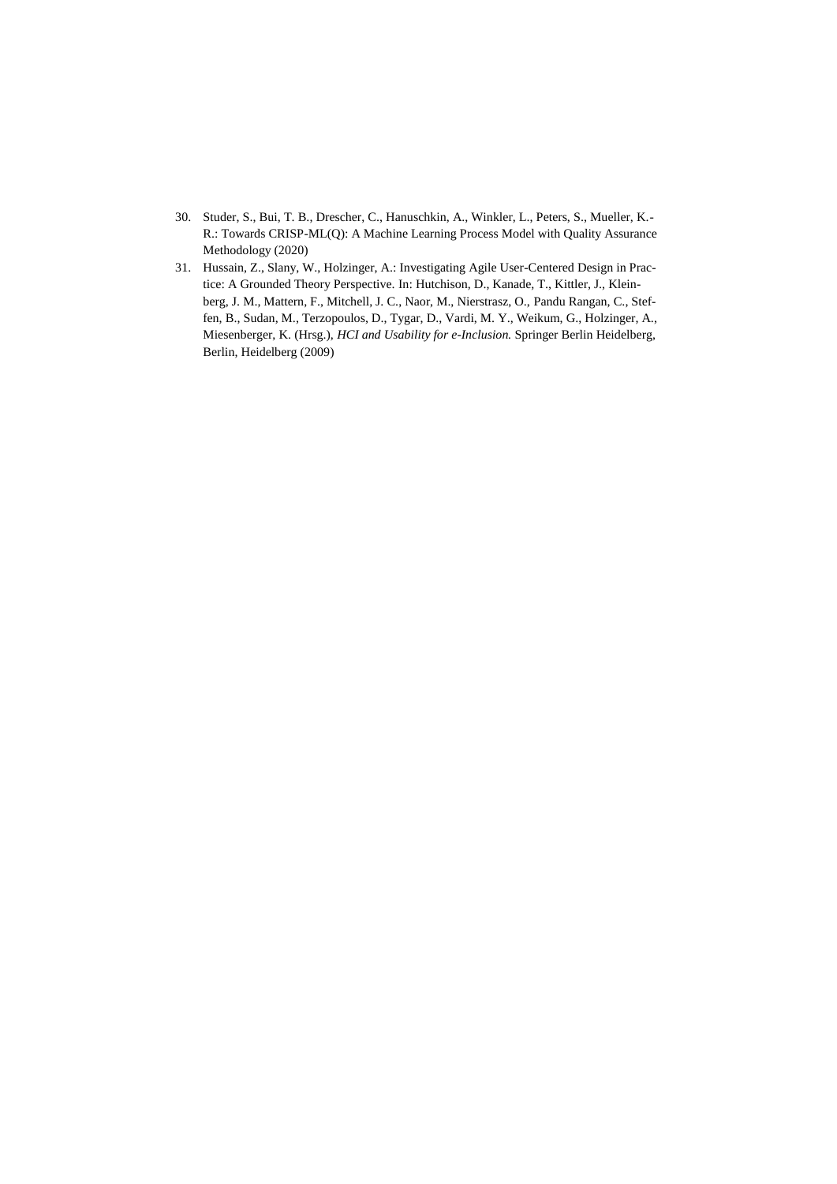30. Studer, S., Bui, T. B., Drescher, C., Hanuschkin, A., Winkler, L., Peters, S., Mueller, K.-R.: Towards CRISP-ML(Q): A Machine Learning Process Model with Quality Assurance Methodology (2020)
31. Hussain, Z., Slany, W., Holzinger, A.: Investigating Agile User-Centered Design in Practice: A Grounded Theory Perspective. In: Hutchison, D., Kanade, T., Kittler, J., Kleinberg, J. M., Mattern, F., Mitchell, J. C., Naor, M., Nierstrasz, O., Pandu Rangan, C., Steffen, B., Sudan, M., Terzopoulos, D., Tygar, D., Vardi, M. Y., Weikum, G., Holzinger, A., Miesenberger, K. (Hrsg.), *HCI and Usability for e-Inclusion.* Springer Berlin Heidelberg, Berlin, Heidelberg (2009)